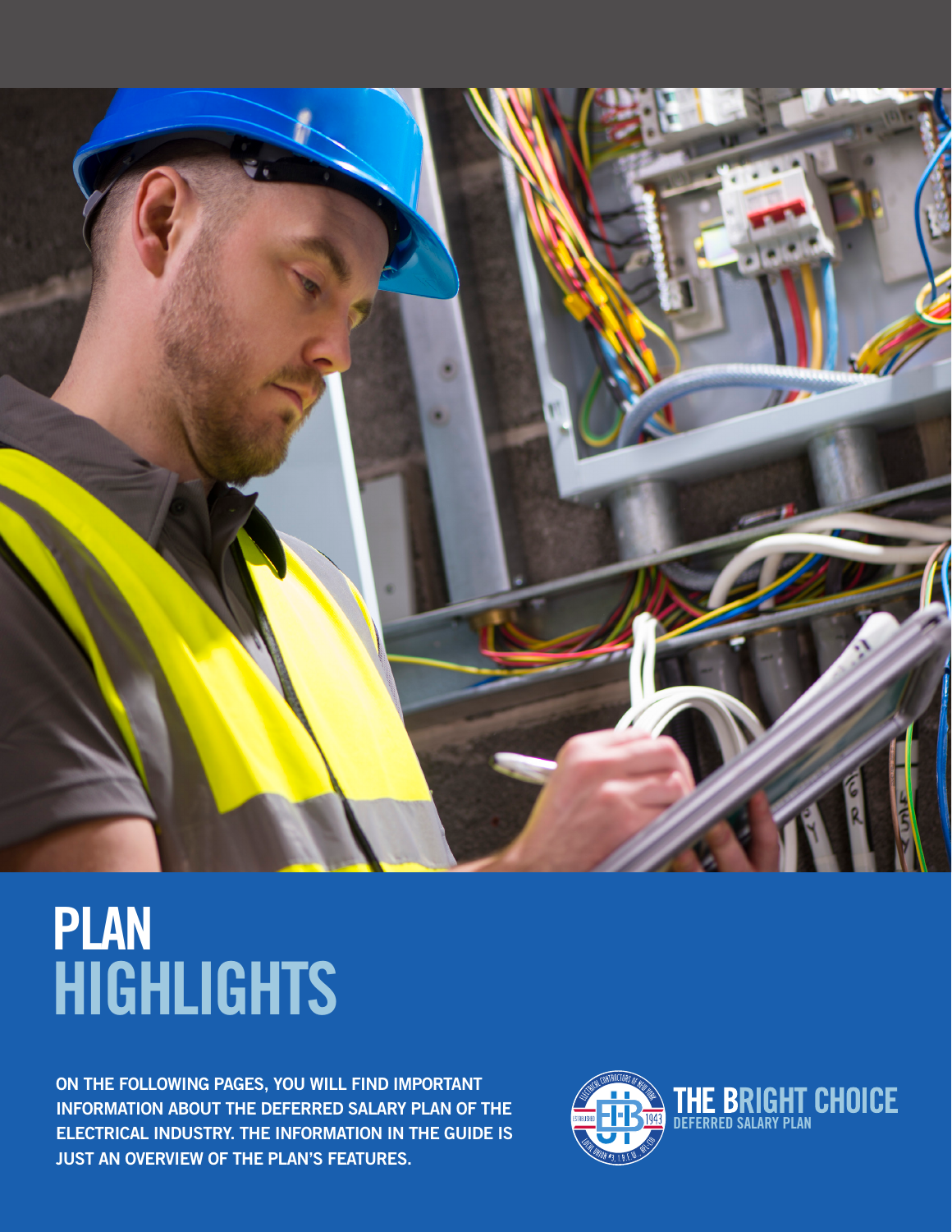# PLAN HIGHLIGHTS

**ON THE FOLLOWING PAGES, YOU WILL FIND IMPORTANT INFORMATION ABOUT THE DEFERRED SALARY PLAN OF THE ELECTRICAL INDUSTRY. THE INFORMATION IN THE GUIDE IS JUST AN OVERVIEW OF THE PLAN'S FEATURES.**

THE BRIGHT CHOICE
DEFERRED SALARY PLAN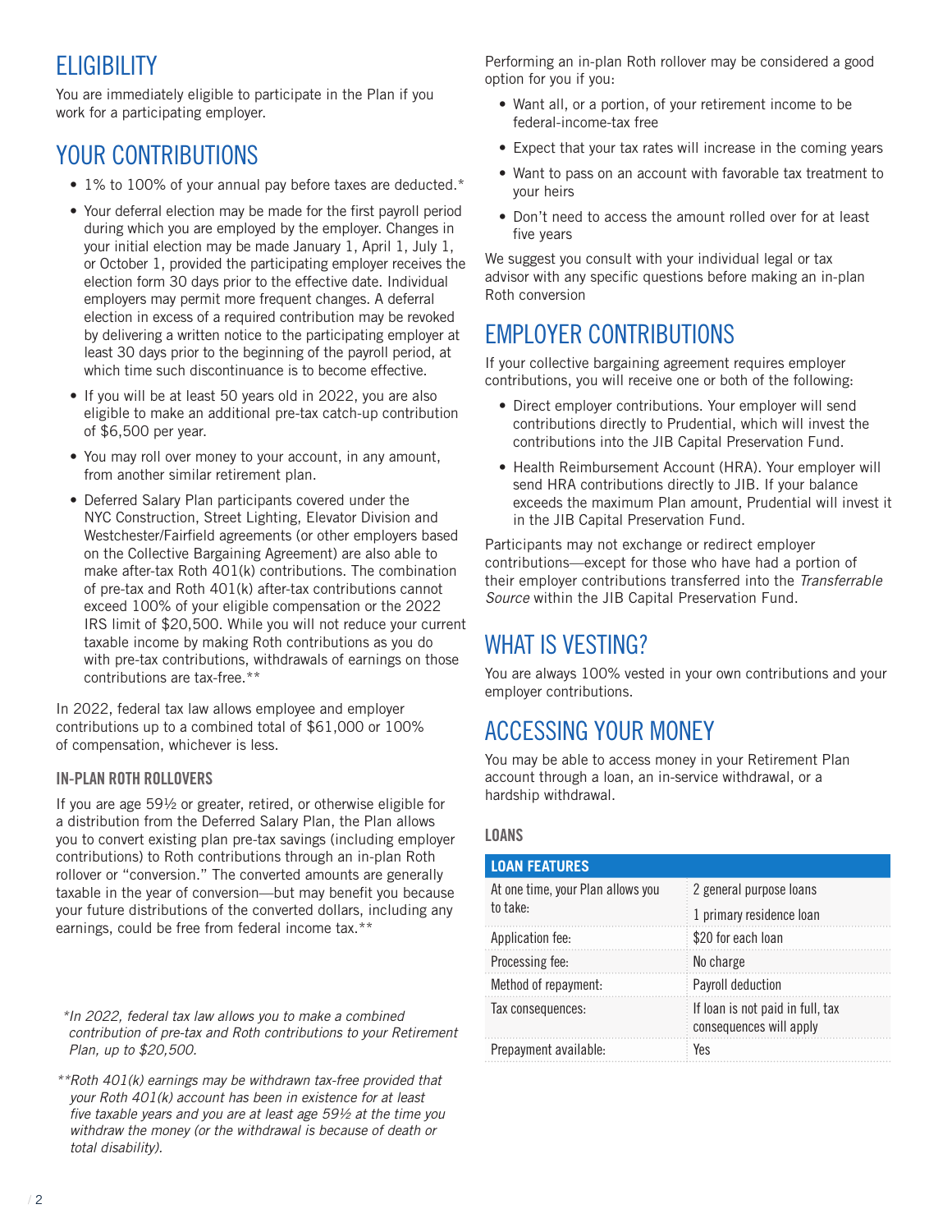# ELIGIBILITY

You are immediately eligible to participate in the Plan if you work for a participating employer.

# YOUR CONTRIBUTIONS

- 1% to 100% of your annual pay before taxes are deducted.*
- Your deferral election may be made for the first payroll period during which you are employed by the employer. Changes in your initial election may be made January 1, April 1, July 1, or October 1, provided the participating employer receives the election form 30 days prior to the effective date. Individual employers may permit more frequent changes. A deferral election in excess of a required contribution may be revoked by delivering a written notice to the participating employer at least 30 days prior to the beginning of the payroll period, at which time such discontinuance is to become effective.
- If you will be at least 50 years old in 2022, you are also eligible to make an additional pre-tax catch-up contribution of $6,500 per year.
- You may roll over money to your account, in any amount, from another similar retirement plan.
- Deferred Salary Plan participants covered under the NYC Construction, Street Lighting, Elevator Division and Westchester/Fairfield agreements (or other employers based on the Collective Bargaining Agreement) are also able to make after-tax Roth 401(k) contributions. The combination of pre-tax and Roth 401(k) after-tax contributions cannot exceed 100% of your eligible compensation or the 2022 IRS limit of $20,500. While you will not reduce your current taxable income by making Roth contributions as you do with pre-tax contributions, withdrawals of earnings on those contributions are tax-free.**

In 2022, federal tax law allows employee and employer contributions up to a combined total of $61,000 or 100% of compensation, whichever is less.

### IN-PLAN ROTH ROLLOVERS

If you are age 59½ or greater, retired, or otherwise eligible for a distribution from the Deferred Salary Plan, the Plan allows you to convert existing plan pre-tax savings (including employer contributions) to Roth contributions through an in-plan Roth rollover or "conversion." The converted amounts are generally taxable in the year of conversion—but may benefit you because your future distributions of the converted dollars, including any earnings, could be free from federal income tax.**

*\*In 2022, federal tax law allows you to make a combined contribution of pre-tax and Roth contributions to your Retirement Plan, up to $20,500.*

*\*\*Roth 401(k) earnings may be withdrawn tax-free provided that your Roth 401(k) account has been in existence for at least five taxable years and you are at least age 59½ at the time you withdraw the money (or the withdrawal is because of death or total disability).*

Performing an in-plan Roth rollover may be considered a good option for you if you:

- Want all, or a portion, of your retirement income to be federal-income-tax free
- Expect that your tax rates will increase in the coming years
- Want to pass on an account with favorable tax treatment to your heirs
- Don't need to access the amount rolled over for at least five years

We suggest you consult with your individual legal or tax advisor with any specific questions before making an in-plan Roth conversion

# EMPLOYER CONTRIBUTIONS

If your collective bargaining agreement requires employer contributions, you will receive one or both of the following:

- Direct employer contributions. Your employer will send contributions directly to Prudential, which will invest the contributions into the JIB Capital Preservation Fund.
- Health Reimbursement Account (HRA). Your employer will send HRA contributions directly to JIB. If your balance exceeds the maximum Plan amount, Prudential will invest it in the JIB Capital Preservation Fund.

Participants may not exchange or redirect employer contributions—except for those who have had a portion of their employer contributions transferred into the *Transferrable Source* within the JIB Capital Preservation Fund.

# WHAT IS VESTING?

You are always 100% vested in your own contributions and your employer contributions.

# ACCESSING YOUR MONEY

You may be able to access money in your Retirement Plan account through a loan, an in-service withdrawal, or a hardship withdrawal.

### LOANS

| LOAN FEATURES | |
|---|---|
| At one time, your Plan allows you to take: | 2 general purpose loans<br>1 primary residence loan |
| Application fee: | $20 for each loan |
| Processing fee: | No charge |
| Method of repayment: | Payroll deduction |
| Tax consequences: | If loan is not paid in full, tax consequences will apply |
| Prepayment available: | Yes |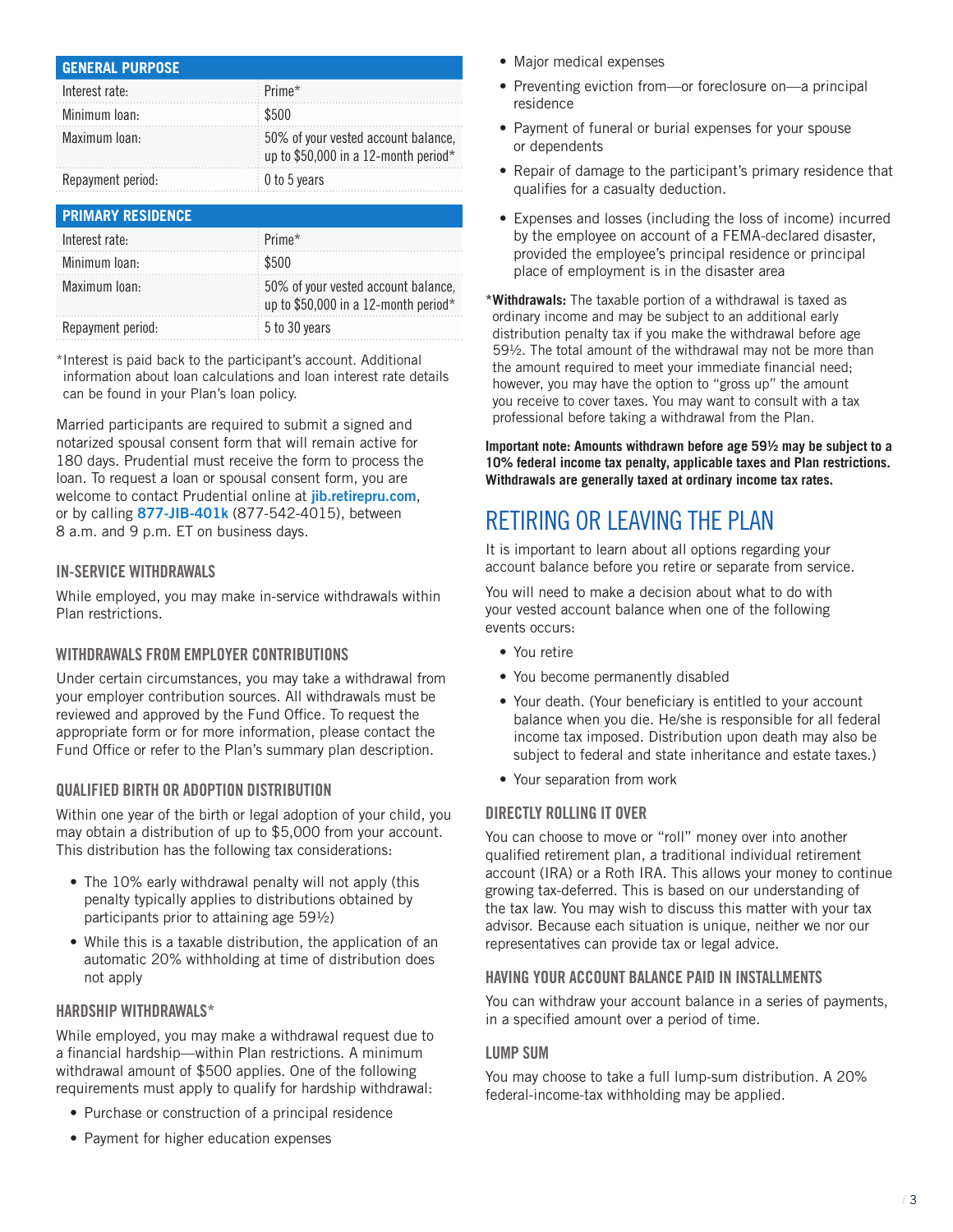| GENERAL PURPOSE | |
|---|---|
| Interest rate: | Prime* |
| Minimum loan: | $500 |
| Maximum loan: | 50% of your vested account balance, up to $50,000 in a 12-month period* |
| Repayment period: | 0 to 5 years |

| PRIMARY RESIDENCE | |
|---|---|
| Interest rate: | Prime* |
| Minimum loan: | $500 |
| Maximum loan: | 50% of your vested account balance, up to $50,000 in a 12-month period* |
| Repayment period: | 5 to 30 years |

*Interest is paid back to the participant's account. Additional information about loan calculations and loan interest rate details can be found in your Plan's loan policy.

Married participants are required to submit a signed and notarized spousal consent form that will remain active for 180 days. Prudential must receive the form to process the loan. To request a loan or spousal consent form, you are welcome to contact Prudential online at **jib.retirepru.com**, or by calling **877-JIB-401k** (877-542-4015), between 8 a.m. and 9 p.m. ET on business days.

### IN-SERVICE WITHDRAWALS

While employed, you may make in-service withdrawals within Plan restrictions.

### WITHDRAWALS FROM EMPLOYER CONTRIBUTIONS

Under certain circumstances, you may take a withdrawal from your employer contribution sources. All withdrawals must be reviewed and approved by the Fund Office. To request the appropriate form or for more information, please contact the Fund Office or refer to the Plan's summary plan description.

### QUALIFIED BIRTH OR ADOPTION DISTRIBUTION

Within one year of the birth or legal adoption of your child, you may obtain a distribution of up to $5,000 from your account. This distribution has the following tax considerations:

- The 10% early withdrawal penalty will not apply (this penalty typically applies to distributions obtained by participants prior to attaining age 59½)
- While this is a taxable distribution, the application of an automatic 20% withholding at time of distribution does not apply

### HARDSHIP WITHDRAWALS*

While employed, you may make a withdrawal request due to a financial hardship—within Plan restrictions. A minimum withdrawal amount of $500 applies. One of the following requirements must apply to qualify for hardship withdrawal:

- Purchase or construction of a principal residence
- Payment for higher education expenses
- Major medical expenses
- Preventing eviction from—or foreclosure on—a principal residence
- Payment of funeral or burial expenses for your spouse or dependents
- Repair of damage to the participant's primary residence that qualifies for a casualty deduction.
- Expenses and losses (including the loss of income) incurred by the employee on account of a FEMA-declared disaster, provided the employee's principal residence or principal place of employment is in the disaster area

***Withdrawals:** The taxable portion of a withdrawal is taxed as ordinary income and may be subject to an additional early distribution penalty tax if you make the withdrawal before age 59½. The total amount of the withdrawal may not be more than the amount required to meet your immediate financial need; however, you may have the option to "gross up" the amount you receive to cover taxes. You may want to consult with a tax professional before taking a withdrawal from the Plan.

**Important note: Amounts withdrawn before age 59½ may be subject to a 10% federal income tax penalty, applicable taxes and Plan restrictions. Withdrawals are generally taxed at ordinary income tax rates.**

## RETIRING OR LEAVING THE PLAN

It is important to learn about all options regarding your account balance before you retire or separate from service.

You will need to make a decision about what to do with your vested account balance when one of the following events occurs:

- You retire
- You become permanently disabled
- Your death. (Your beneficiary is entitled to your account balance when you die. He/she is responsible for all federal income tax imposed. Distribution upon death may also be subject to federal and state inheritance and estate taxes.)
- Your separation from work

### DIRECTLY ROLLING IT OVER

You can choose to move or "roll" money over into another qualified retirement plan, a traditional individual retirement account (IRA) or a Roth IRA. This allows your money to continue growing tax-deferred. This is based on our understanding of the tax law. You may wish to discuss this matter with your tax advisor. Because each situation is unique, neither we nor our representatives can provide tax or legal advice.

### HAVING YOUR ACCOUNT BALANCE PAID IN INSTALLMENTS

You can withdraw your account balance in a series of payments, in a specified amount over a period of time.

### LUMP SUM

You may choose to take a full lump-sum distribution. A 20% federal-income-tax withholding may be applied.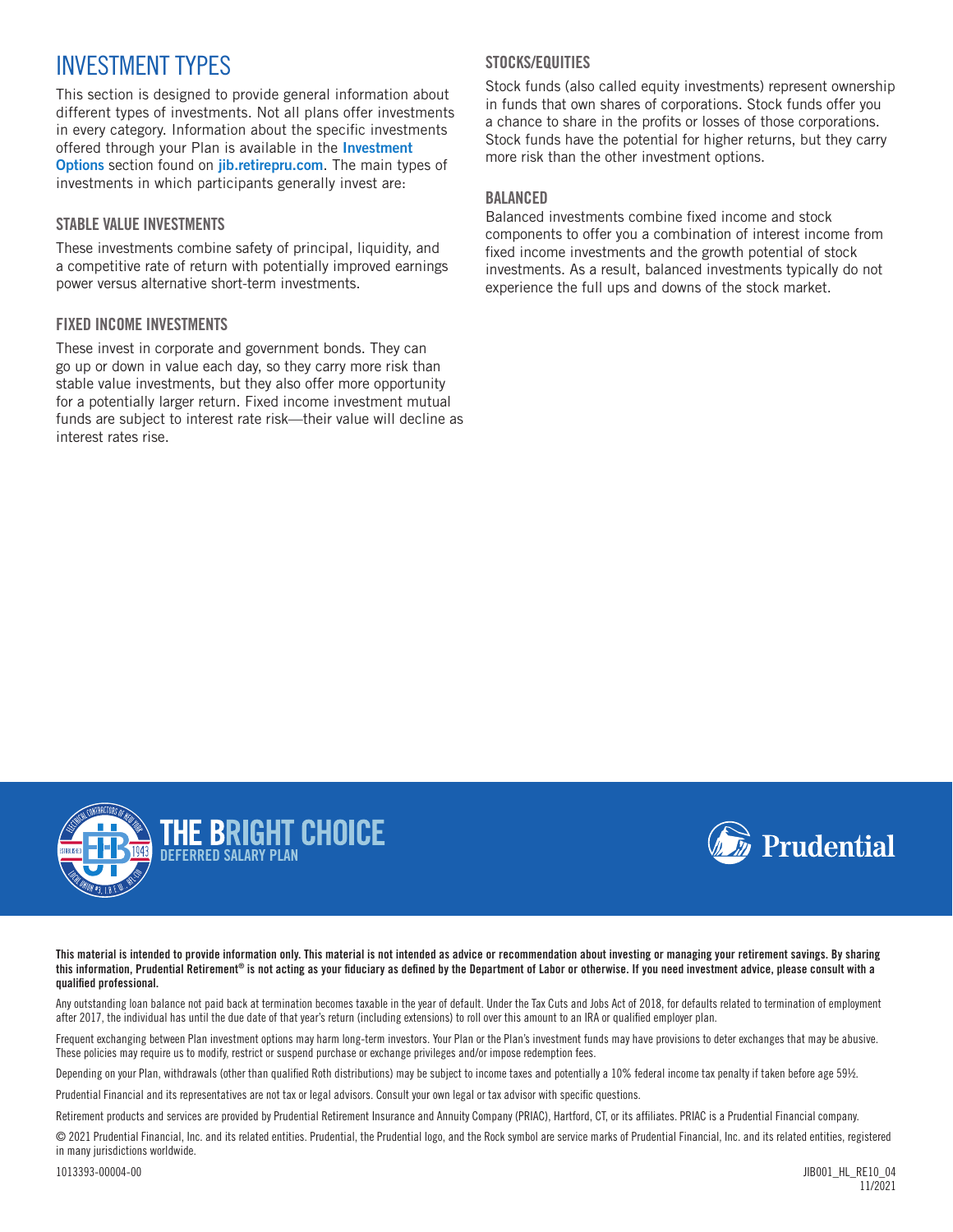# INVESTMENT TYPES

This section is designed to provide general information about different types of investments. Not all plans offer investments in every category. Information about the specific investments offered through your Plan is available in the **Investment Options** section found on **jib.retirepru.com**. The main types of investments in which participants generally invest are:

## STABLE VALUE INVESTMENTS

These investments combine safety of principal, liquidity, and a competitive rate of return with potentially improved earnings power versus alternative short-term investments.

## FIXED INCOME INVESTMENTS

These invest in corporate and government bonds. They can go up or down in value each day, so they carry more risk than stable value investments, but they also offer more opportunity for a potentially larger return. Fixed income investment mutual funds are subject to interest rate risk—their value will decline as interest rates rise.

## STOCKS/EQUITIES

Stock funds (also called equity investments) represent ownership in funds that own shares of corporations. Stock funds offer you a chance to share in the profits or losses of those corporations. Stock funds have the potential for higher returns, but they carry more risk than the other investment options.

## BALANCED

Balanced investments combine fixed income and stock components to offer you a combination of interest income from fixed income investments and the growth potential of stock investments. As a result, balanced investments typically do not experience the full ups and downs of the stock market.

THE BRIGHT CHOICE
DEFERRED SALARY PLAN

Prudential

**This material is intended to provide information only. This material is not intended as advice or recommendation about investing or managing your retirement savings. By sharing this information, Prudential Retirement® is not acting as your fiduciary as defined by the Department of Labor or otherwise. If you need investment advice, please consult with a qualified professional.**

Any outstanding loan balance not paid back at termination becomes taxable in the year of default. Under the Tax Cuts and Jobs Act of 2018, for defaults related to termination of employment after 2017, the individual has until the due date of that year's return (including extensions) to roll over this amount to an IRA or qualified employer plan.

Frequent exchanging between Plan investment options may harm long-term investors. Your Plan or the Plan's investment funds may have provisions to deter exchanges that may be abusive. These policies may require us to modify, restrict or suspend purchase or exchange privileges and/or impose redemption fees.

Depending on your Plan, withdrawals (other than qualified Roth distributions) may be subject to income taxes and potentially a 10% federal income tax penalty if taken before age 59½.

Prudential Financial and its representatives are not tax or legal advisors. Consult your own legal or tax advisor with specific questions.

Retirement products and services are provided by Prudential Retirement Insurance and Annuity Company (PRIAC), Hartford, CT, or its affiliates. PRIAC is a Prudential Financial company.

© 2021 Prudential Financial, Inc. and its related entities. Prudential, the Prudential logo, and the Rock symbol are service marks of Prudential Financial, Inc. and its related entities, registered in many jurisdictions worldwide.

1013393-00004-00

JIB001_HL_RE10_04
11/2021